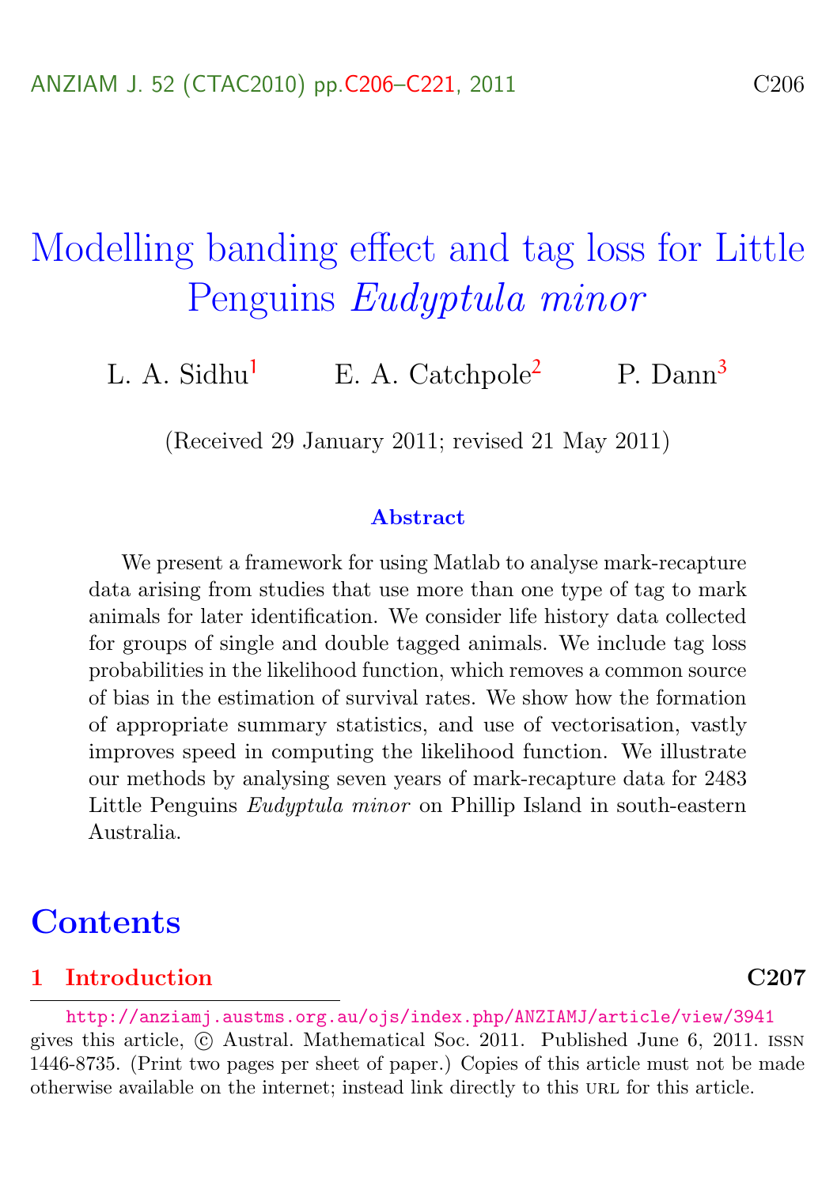# Modelling banding effect and tag loss for Little Penguins *Eudyptula minor*

L. A. Sidhu[1] E. A. Catchpole[2] P. Dann[3]

(Received 29 January 2011; revised 21 May 2011)

### Abstract

We present a framework for using Matlab to analyse mark-recapture data arising from studies that use more than one type of tag to mark animals for later identification. We consider life history data collected for groups of single and double tagged animals. We include tag loss probabilities in the likelihood function, which removes a common source of bias in the estimation of survival rates. We show how the formation of appropriate summary statistics, and use of vectorisation, vastly improves speed in computing the likelihood function. We illustrate our methods by analysing seven years of mark-recapture data for 2483 Little Penguins *Eudyptula minor* on Phillip Island in south-eastern Australia.

## Contents

**1 Introduction** **C207**

http://anziamj.austms.org.au/ojs/index.php/ANZIAMJ/article/view/3941 gives this article, © Austral. Mathematical Soc. 2011. Published June 6, 2011. ISSN 1446-8735. (Print two pages per sheet of paper.) Copies of this article must not be made otherwise available on the internet; instead link directly to this URL for this article.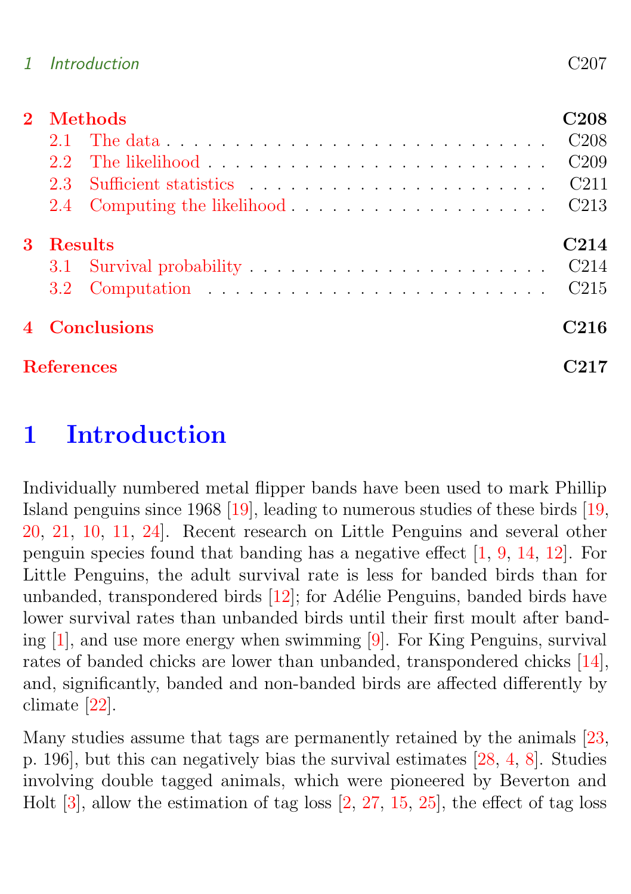1 Introduction C207

2 Methods C208
- 2.1 The data C208
- 2.2 The likelihood C209
- 2.3 Sufficient statistics C211
- 2.4 Computing the likelihood C213

3 Results C214
- 3.1 Survival probability C214
- 3.2 Computation C215

4 Conclusions C216

References C217

# 1 Introduction

Individually numbered metal flipper bands have been used to mark Phillip Island penguins since 1968 [19], leading to numerous studies of these birds [19, 20, 21, 10, 11, 24]. Recent research on Little Penguins and several other penguin species found that banding has a negative effect [1, 9, 14, 12]. For Little Penguins, the adult survival rate is less for banded birds than for unbanded, transpondered birds [12]; for Adélie Penguins, banded birds have lower survival rates than unbanded birds until their first moult after banding [1], and use more energy when swimming [9]. For King Penguins, survival rates of banded chicks are lower than unbanded, transpondered chicks [14], and, significantly, banded and non-banded birds are affected differently by climate [22].

Many studies assume that tags are permanently retained by the animals [23, p. 196], but this can negatively bias the survival estimates [28, 4, 8]. Studies involving double tagged animals, which were pioneered by Beverton and Holt [3], allow the estimation of tag loss [2, 27, 15, 25], the effect of tag loss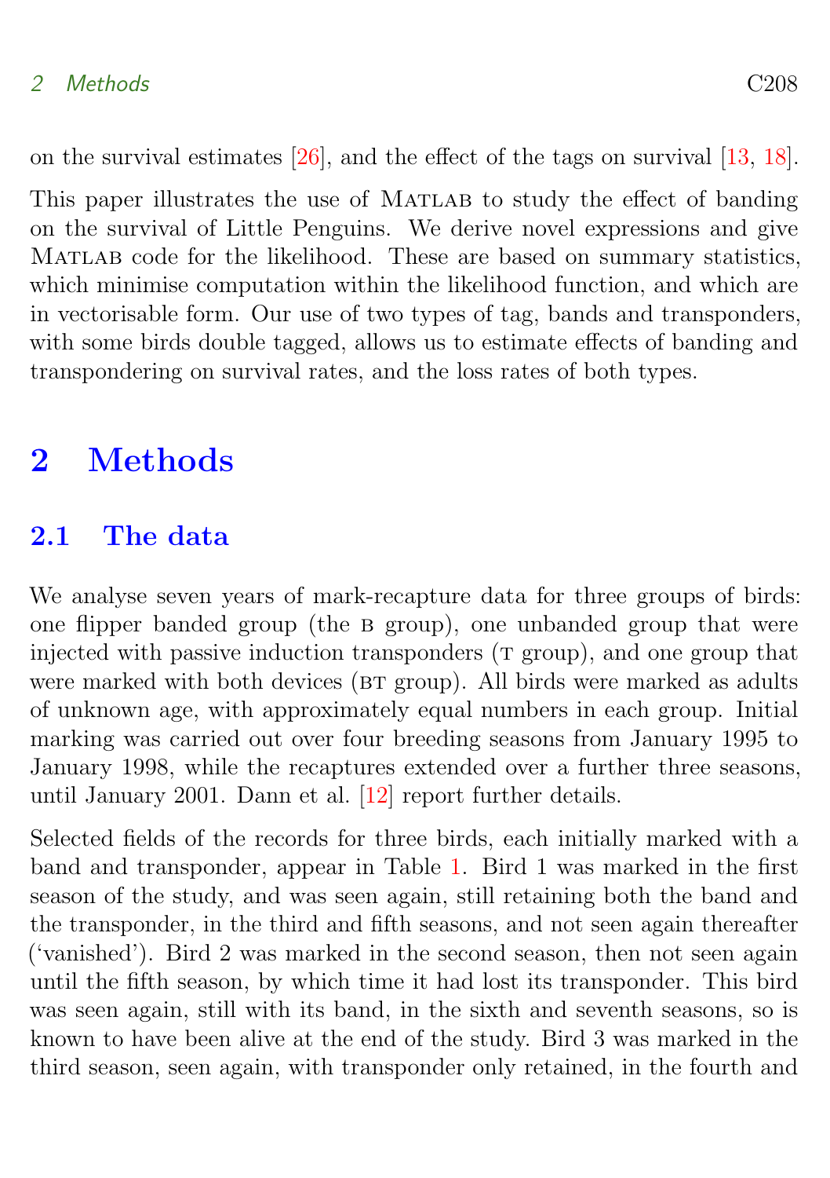on the survival estimates [26], and the effect of the tags on survival [13, 18].

This paper illustrates the use of Matlab to study the effect of banding on the survival of Little Penguins. We derive novel expressions and give Matlab code for the likelihood. These are based on summary statistics, which minimise computation within the likelihood function, and which are in vectorisable form. Our use of two types of tag, bands and transponders, with some birds double tagged, allows us to estimate effects of banding and transpondering on survival rates, and the loss rates of both types.

# 2 Methods

## 2.1 The data

We analyse seven years of mark-recapture data for three groups of birds: one flipper banded group (the B group), one unbanded group that were injected with passive induction transponders (T group), and one group that were marked with both devices (BT group). All birds were marked as adults of unknown age, with approximately equal numbers in each group. Initial marking was carried out over four breeding seasons from January 1995 to January 1998, while the recaptures extended over a further three seasons, until January 2001. Dann et al. [12] report further details.

Selected fields of the records for three birds, each initially marked with a band and transponder, appear in Table 1. Bird 1 was marked in the first season of the study, and was seen again, still retaining both the band and the transponder, in the third and fifth seasons, and not seen again thereafter ('vanished'). Bird 2 was marked in the second season, then not seen again until the fifth season, by which time it had lost its transponder. This bird was seen again, still with its band, in the sixth and seventh seasons, so is known to have been alive at the end of the study. Bird 3 was marked in the third season, seen again, with transponder only retained, in the fourth and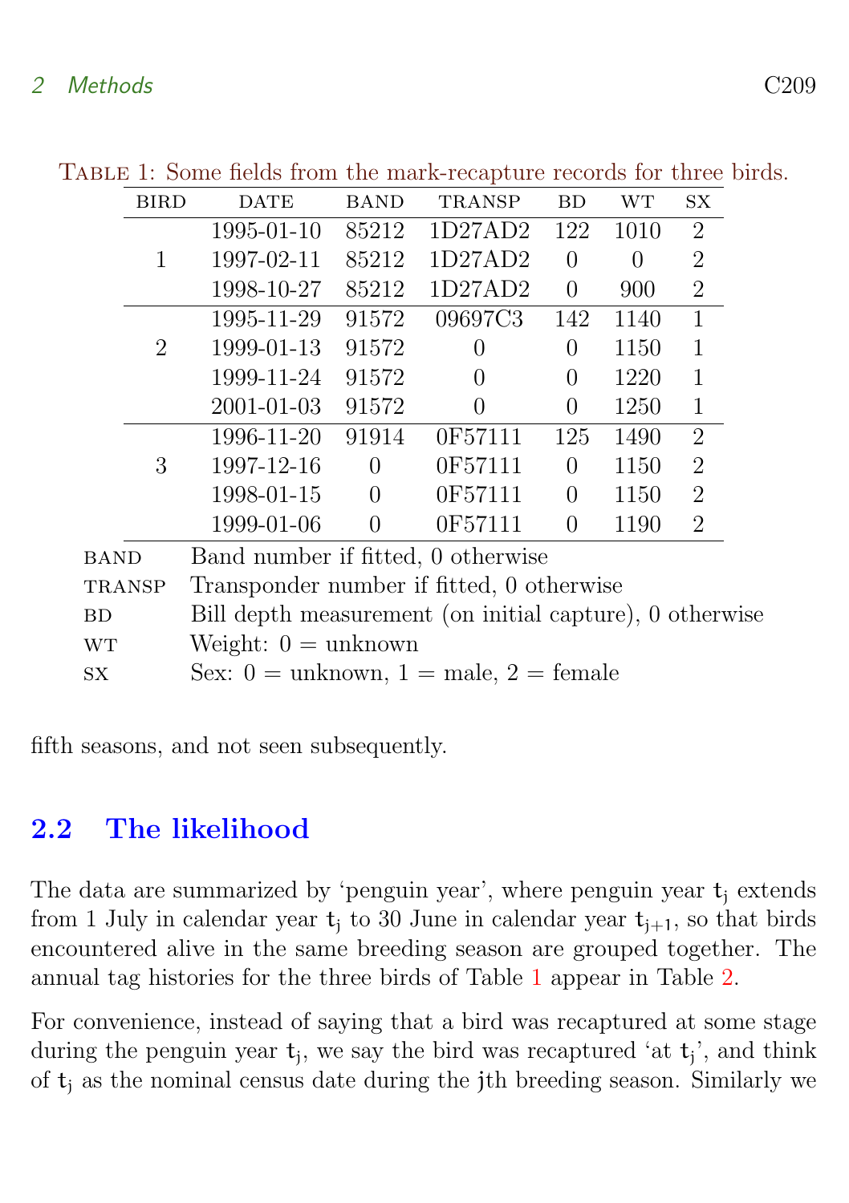Table 1: Some fields from the mark-recapture records for three birds.

| BIRD | DATE | BAND | TRANSP | BD | WT | SX |
|---|---|---|---|---|---|---|
| 1 | 1995-01-10 | 85212 | 1D27AD2 | 122 | 1010 | 2 |
| | 1997-02-11 | 85212 | 1D27AD2 | 0 | 0 | 2 |
| | 1998-10-27 | 85212 | 1D27AD2 | 0 | 900 | 2 |
| 2 | 1995-11-29 | 91572 | 09697C3 | 142 | 1140 | 1 |
| | 1999-01-13 | 91572 | 0 | 0 | 1150 | 1 |
| | 1999-11-24 | 91572 | 0 | 0 | 1220 | 1 |
| | 2001-01-03 | 91572 | 0 | 0 | 1250 | 1 |
| 3 | 1996-11-20 | 91914 | 0F57111 | 125 | 1490 | 2 |
| | 1997-12-16 | 0 | 0F57111 | 0 | 1150 | 2 |
| | 1998-01-15 | 0 | 0F57111 | 0 | 1150 | 2 |
| | 1999-01-06 | 0 | 0F57111 | 0 | 1190 | 2 |

BAND — Band number if fitted, 0 otherwise
TRANSP — Transponder number if fitted, 0 otherwise
BD — Bill depth measurement (on initial capture), 0 otherwise
WT — Weight: 0 = unknown
SX — Sex: 0 = unknown, 1 = male, 2 = female

fifth seasons, and not seen subsequently.

## 2.2 The likelihood

The data are summarized by 'penguin year', where penguin year $t_j$ extends from 1 July in calendar year $t_j$ to 30 June in calendar year $t_{j+1}$, so that birds encountered alive in the same breeding season are grouped together. The annual tag histories for the three birds of Table 1 appear in Table 2.

For convenience, instead of saying that a bird was recaptured at some stage during the penguin year $t_j$, we say the bird was recaptured 'at $t_j$', and think of $t_j$ as the nominal census date during the $j$th breeding season. Similarly we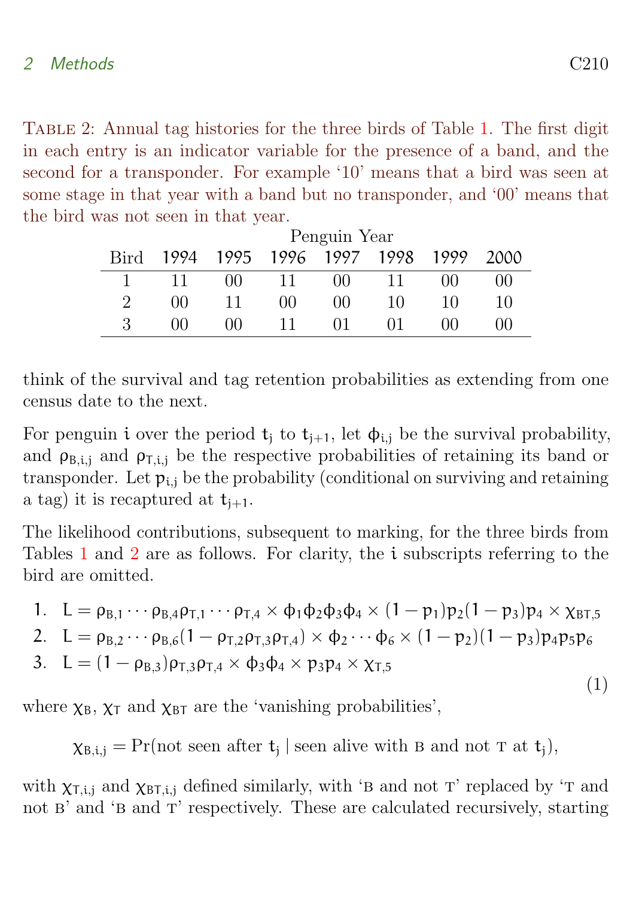Table 2: Annual tag histories for the three birds of Table 1. The first digit in each entry is an indicator variable for the presence of a band, and the second for a transponder. For example '10' means that a bird was seen at some stage in that year with a band but no transponder, and '00' means that the bird was not seen in that year.

| | Penguin Year | | | | | | |
|---|---|---|---|---|---|---|---|
| Bird | 1994 | 1995 | 1996 | 1997 | 1998 | 1999 | 2000 |
| 1 | 11 | 00 | 11 | 00 | 11 | 00 | 00 |
| 2 | 00 | 11 | 00 | 00 | 10 | 10 | 10 |
| 3 | 00 | 00 | 11 | 01 | 01 | 00 | 00 |

think of the survival and tag retention probabilities as extending from one census date to the next.

For penguin $i$ over the period $t_j$ to $t_{j+1}$, let $\phi_{i,j}$ be the survival probability, and $\rho_{B,i,j}$ and $\rho_{T,i,j}$ be the respective probabilities of retaining its band or transponder. Let $p_{i,j}$ be the probability (conditional on surviving and retaining a tag) it is recaptured at $t_{j+1}$.

The likelihood contributions, subsequent to marking, for the three birds from Tables 1 and 2 are as follows. For clarity, the $i$ subscripts referring to the bird are omitted.

$$
\begin{aligned}
&1.\quad L = \rho_{B,1}\cdots\rho_{B,4}\rho_{T,1}\cdots\rho_{T,4}\times\phi_1\phi_2\phi_3\phi_4\times(1-p_1)p_2(1-p_3)p_4\times\chi_{BT,5}\\
&2.\quad L = \rho_{B,2}\cdots\rho_{B,6}(1-\rho_{T,2}\rho_{T,3}\rho_{T,4})\times\phi_2\cdots\phi_6\times(1-p_2)(1-p_3)p_4p_5p_6\\
&3.\quad L = (1-\rho_{B,3})\rho_{T,3}\rho_{T,4}\times\phi_3\phi_4\times p_3p_4\times\chi_{T,5}
\end{aligned}
\tag{1}
$$

where $\chi_B$, $\chi_T$ and $\chi_{BT}$ are the 'vanishing probabilities',

$$\chi_{B,i,j} = \Pr(\text{not seen after } t_j \mid \text{seen alive with B and not T at } t_j),$$

with $\chi_{T,i,j}$ and $\chi_{BT,i,j}$ defined similarly, with 'B and not T' replaced by 'T and not B' and 'B and T' respectively. These are calculated recursively, starting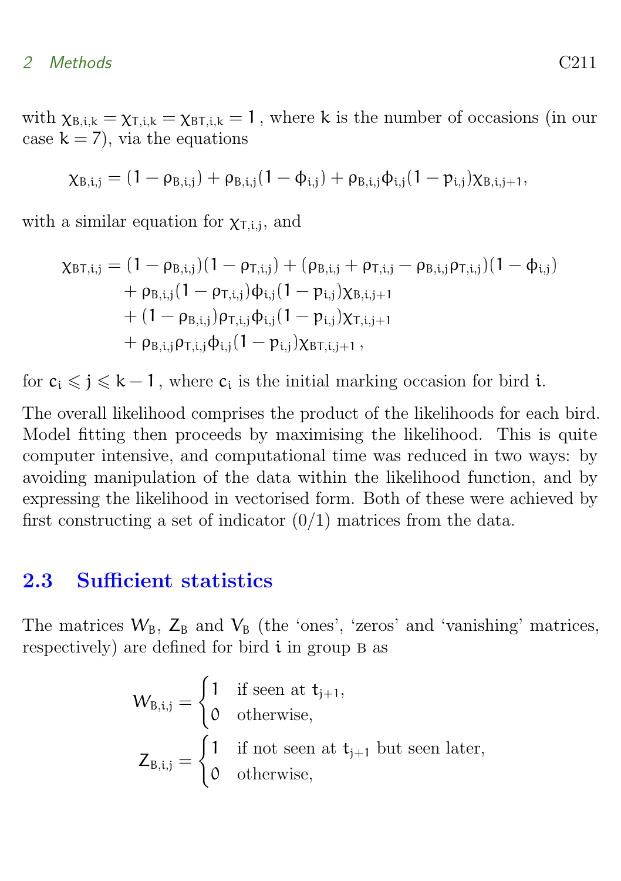with $\chi_{B,i,k} = \chi_{T,i,k} = \chi_{BT,i,k} = 1$, where $k$ is the number of occasions (in our case $k = 7$), via the equations

$$\chi_{B,i,j} = (1 - \rho_{B,i,j}) + \rho_{B,i,j}(1 - \phi_{i,j}) + \rho_{B,i,j}\phi_{i,j}(1 - p_{i,j})\chi_{B,i,j+1},$$

with a similar equation for $\chi_{T,i,j}$, and

$$\begin{aligned}
\chi_{BT,i,j} = {} & (1 - \rho_{B,i,j})(1 - \rho_{T,i,j}) + (\rho_{B,i,j} + \rho_{T,i,j} - \rho_{B,i,j}\rho_{T,i,j})(1 - \phi_{i,j}) \\
& + \rho_{B,i,j}(1 - \rho_{T,i,j})\phi_{i,j}(1 - p_{i,j})\chi_{B,i,j+1} \\
& + (1 - \rho_{B,i,j})\rho_{T,i,j}\phi_{i,j}(1 - p_{i,j})\chi_{T,i,j+1} \\
& + \rho_{B,i,j}\rho_{T,i,j}\phi_{i,j}(1 - p_{i,j})\chi_{BT,i,j+1}\,,
\end{aligned}$$

for $c_i \leqslant j \leqslant k - 1$, where $c_i$ is the initial marking occasion for bird $i$.

The overall likelihood comprises the product of the likelihoods for each bird. Model fitting then proceeds by maximising the likelihood. This is quite computer intensive, and computational time was reduced in two ways: by avoiding manipulation of the data within the likelihood function, and by expressing the likelihood in vectorised form. Both of these were achieved by first constructing a set of indicator (0/1) matrices from the data.

### 2.3 Sufficient statistics

The matrices $W_B$, $Z_B$ and $V_B$ (the 'ones', 'zeros' and 'vanishing' matrices, respectively) are defined for bird $i$ in group B as

$$W_{B,i,j} = \begin{cases} 1 & \text{if seen at } t_{j+1}, \\ 0 & \text{otherwise,} \end{cases}$$

$$Z_{B,i,j} = \begin{cases} 1 & \text{if not seen at } t_{j+1} \text{ but seen later,} \\ 0 & \text{otherwise,} \end{cases}$$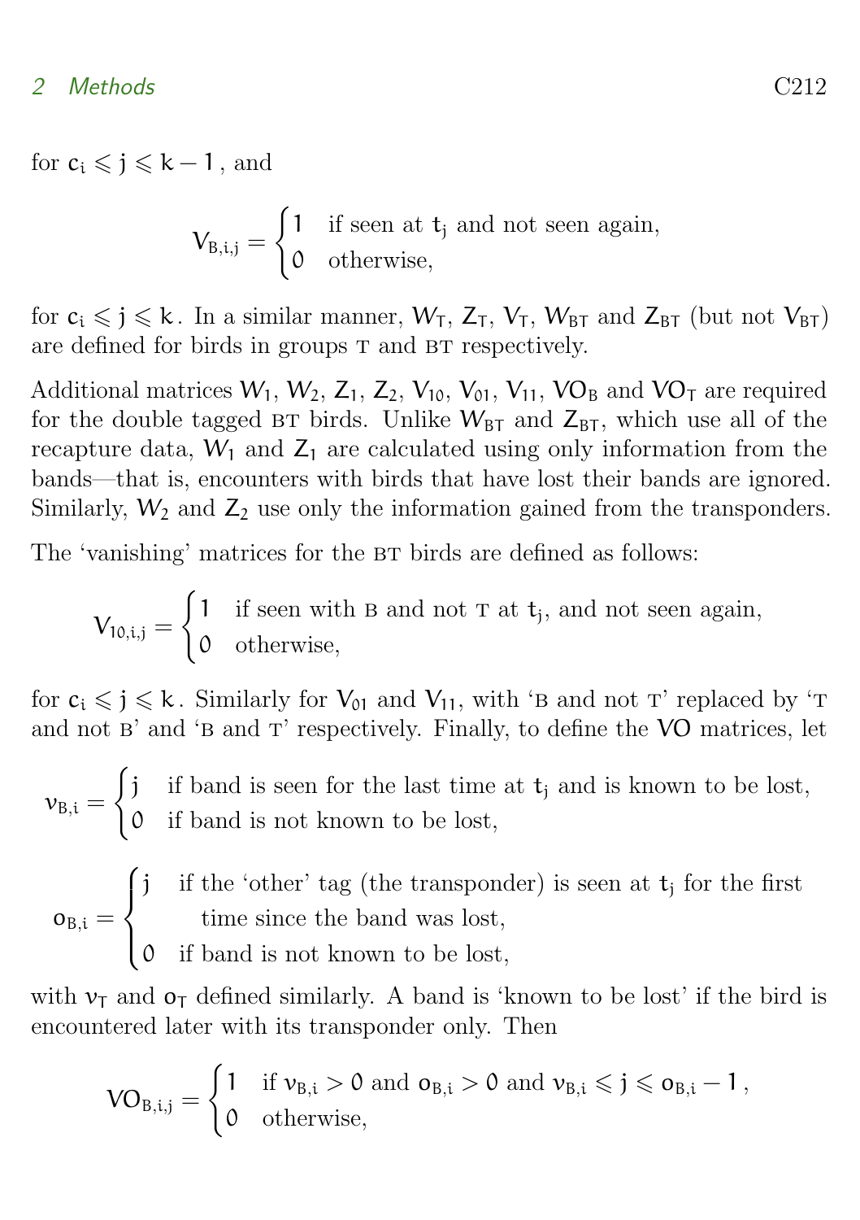for $c_i \leqslant j \leqslant k-1$, and

$$V_{B,i,j} = \begin{cases} 1 & \text{if seen at } t_j \text{ and not seen again,} \\ 0 & \text{otherwise,} \end{cases}$$

for $c_i \leqslant j \leqslant k$. In a similar manner, $W_T$, $Z_T$, $V_T$, $W_{BT}$ and $Z_{BT}$ (but not $V_{BT}$) are defined for birds in groups T and BT respectively.

Additional matrices $W_1$, $W_2$, $Z_1$, $Z_2$, $V_{10}$, $V_{01}$, $V_{11}$, $VO_B$ and $VO_T$ are required for the double tagged BT birds. Unlike $W_{BT}$ and $Z_{BT}$, which use all of the recapture data, $W_1$ and $Z_1$ are calculated using only information from the bands—that is, encounters with birds that have lost their bands are ignored. Similarly, $W_2$ and $Z_2$ use only the information gained from the transponders.

The 'vanishing' matrices for the BT birds are defined as follows:

$$V_{10,i,j} = \begin{cases} 1 & \text{if seen with B and not T at } t_j\text{, and not seen again,} \\ 0 & \text{otherwise,} \end{cases}$$

for $c_i \leqslant j \leqslant k$. Similarly for $V_{01}$ and $V_{11}$, with 'B and not T' replaced by 'T and not B' and 'B and T' respectively. Finally, to define the $VO$ matrices, let

$$\nu_{B,i} = \begin{cases} j & \text{if band is seen for the last time at } t_j \text{ and is known to be lost,} \\ 0 & \text{if band is not known to be lost,} \end{cases}$$

$$o_{B,i} = \begin{cases} j & \text{if the 'other' tag (the transponder) is seen at } t_j \text{ for the first time since the band was lost,} \\ 0 & \text{if band is not known to be lost,} \end{cases}$$

with $\nu_T$ and $o_T$ defined similarly. A band is 'known to be lost' if the bird is encountered later with its transponder only. Then

$$VO_{B,i,j} = \begin{cases} 1 & \text{if } \nu_{B,i} > 0 \text{ and } o_{B,i} > 0 \text{ and } \nu_{B,i} \leqslant j \leqslant o_{B,i} - 1\,, \\ 0 & \text{otherwise,} \end{cases}$$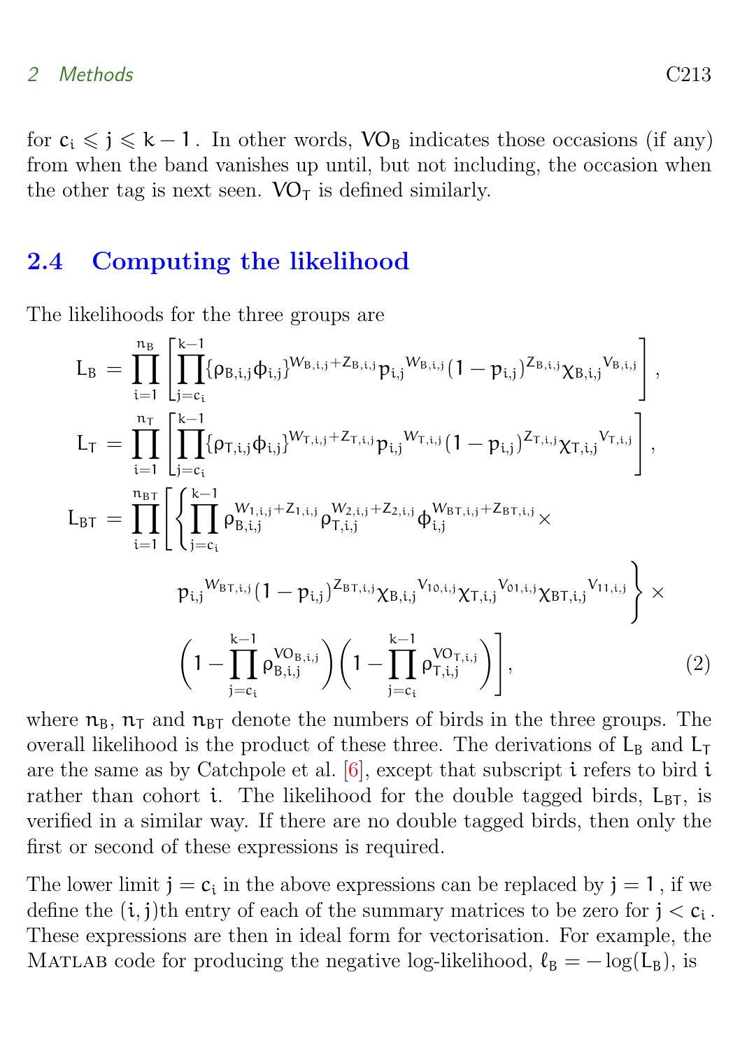for $c_i \leqslant j \leqslant k-1$. In other words, $VO_B$ indicates those occasions (if any) from when the band vanishes up until, but not including, the occasion when the other tag is next seen. $VO_T$ is defined similarly.

## 2.4 Computing the likelihood

The likelihoods for the three groups are

$$
\begin{aligned}
L_B &= \prod_{i=1}^{n_B} \left[ \prod_{j=c_i}^{k-1} \{\rho_{B,i,j}\phi_{i,j}\}^{W_{B,i,j}+Z_{B,i,j}} {p_{i,j}}^{W_{B,i,j}} (1-p_{i,j})^{Z_{B,i,j}} {\chi_{B,i,j}}^{V_{B,i,j}} \right], \\
L_T &= \prod_{i=1}^{n_T} \left[ \prod_{j=c_i}^{k-1} \{\rho_{T,i,j}\phi_{i,j}\}^{W_{T,i,j}+Z_{T,i,j}} {p_{i,j}}^{W_{T,i,j}} (1-p_{i,j})^{Z_{T,i,j}} {\chi_{T,i,j}}^{V_{T,i,j}} \right], \\
L_{BT} &= \prod_{i=1}^{n_{BT}} \Bigg[ \Bigg\{ \prod_{j=c_i}^{k-1} \rho_{B,i,j}^{W_{1,i,j}+Z_{1,i,j}} \rho_{T,i,j}^{W_{2,i,j}+Z_{2,i,j}} \phi_{i,j}^{W_{BT,i,j}+Z_{BT,i,j}} \times \\
&\qquad {p_{i,j}}^{W_{BT,i,j}} (1-p_{i,j})^{Z_{BT,i,j}} {\chi_{B,i,j}}^{V_{10,i,j}} {\chi_{T,i,j}}^{V_{01,i,j}} {\chi_{BT,i,j}}^{V_{11,i,j}} \Bigg\} \times \\
&\qquad \left(1 - \prod_{j=c_i}^{k-1} \rho_{B,i,j}^{VO_{B,i,j}}\right) \left(1 - \prod_{j=c_i}^{k-1} \rho_{T,i,j}^{VO_{T,i,j}}\right) \Bigg], \qquad (2)
\end{aligned}
$$

where $n_B$, $n_T$ and $n_{BT}$ denote the numbers of birds in the three groups. The overall likelihood is the product of these three. The derivations of $L_B$ and $L_T$ are the same as by Catchpole et al. [6], except that subscript $i$ refers to bird $i$ rather than cohort $i$. The likelihood for the double tagged birds, $L_{BT}$, is verified in a similar way. If there are no double tagged birds, then only the first or second of these expressions is required.

The lower limit $j = c_i$ in the above expressions can be replaced by $j = 1$, if we define the $(i, j)$th entry of each of the summary matrices to be zero for $j < c_i$. These expressions are then in ideal form for vectorisation. For example, the Matlab code for producing the negative log-likelihood, $\ell_B = -\log(L_B)$, is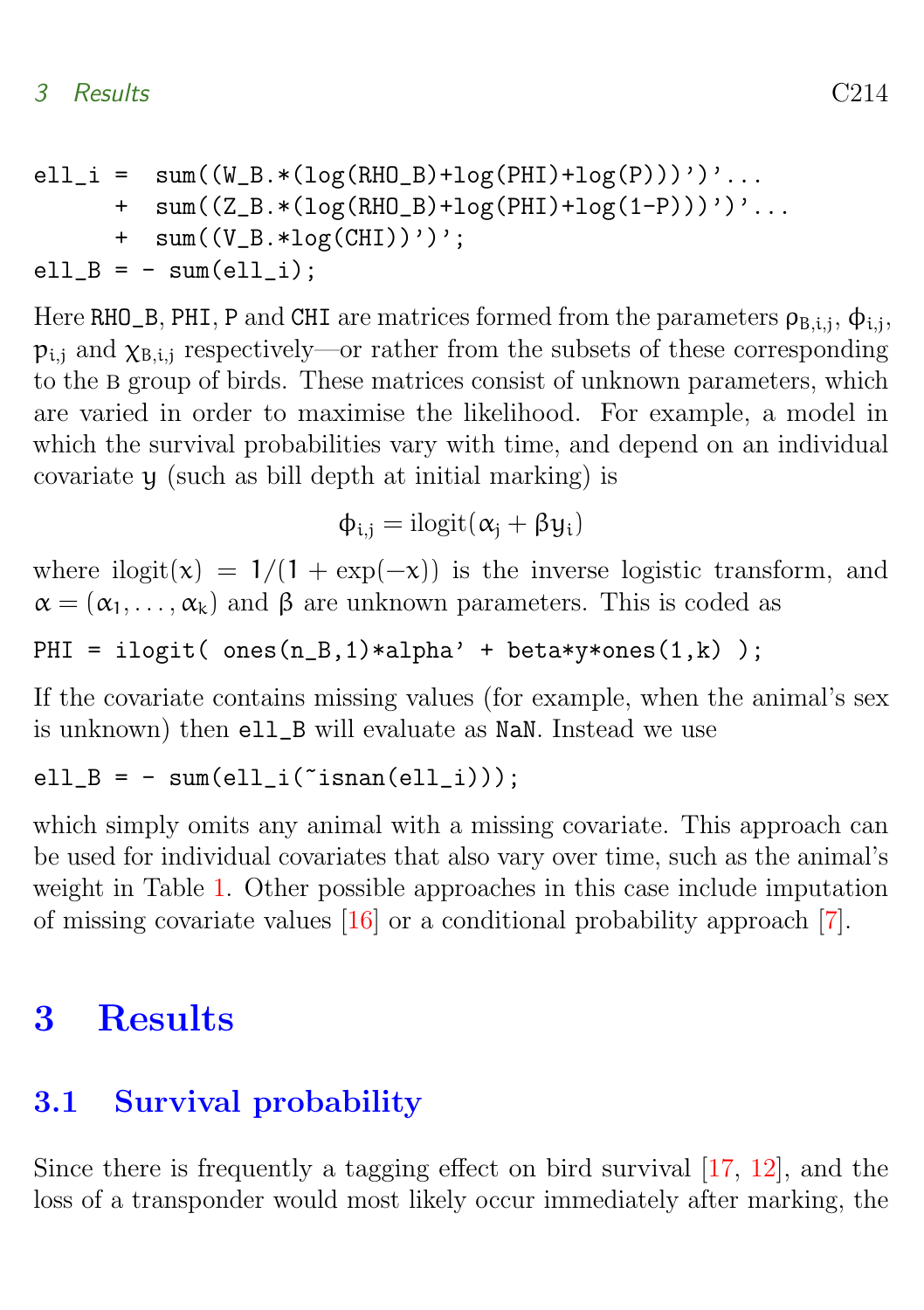```
ell_i =  sum((W_B.*(log(RHO_B)+log(PHI)+log(P)))')'...
      +  sum((Z_B.*(log(RHO_B)+log(PHI)+log(1-P)))')'...
      +  sum((V_B.*log(CHI))')';
ell_B = - sum(ell_i);
```

Here RHO_B, PHI, P and CHI are matrices formed from the parameters $\rho_{B,i,j}$, $\phi_{i,j}$, $p_{i,j}$ and $\chi_{B,i,j}$ respectively—or rather from the subsets of these corresponding to the B group of birds. These matrices consist of unknown parameters, which are varied in order to maximise the likelihood. For example, a model in which the survival probabilities vary with time, and depend on an individual covariate $y$ (such as bill depth at initial marking) is

$$\phi_{i,j} = \text{ilogit}(\alpha_j + \beta y_i)$$

where $\text{ilogit}(x) = 1/(1 + \exp(-x))$ is the inverse logistic transform, and $\alpha = (\alpha_1, \ldots, \alpha_k)$ and $\beta$ are unknown parameters. This is coded as

```
PHI = ilogit( ones(n_B,1)*alpha' + beta*y*ones(1,k) );
```

If the covariate contains missing values (for example, when the animal's sex is unknown) then ell_B will evaluate as NaN. Instead we use

```
ell_B = - sum(ell_i(~isnan(ell_i)));
```

which simply omits any animal with a missing covariate. This approach can be used for individual covariates that also vary over time, such as the animal's weight in Table 1. Other possible approaches in this case include imputation of missing covariate values [16] or a conditional probability approach [7].

# 3 Results

## 3.1 Survival probability

Since there is frequently a tagging effect on bird survival [17, 12], and the loss of a transponder would most likely occur immediately after marking, the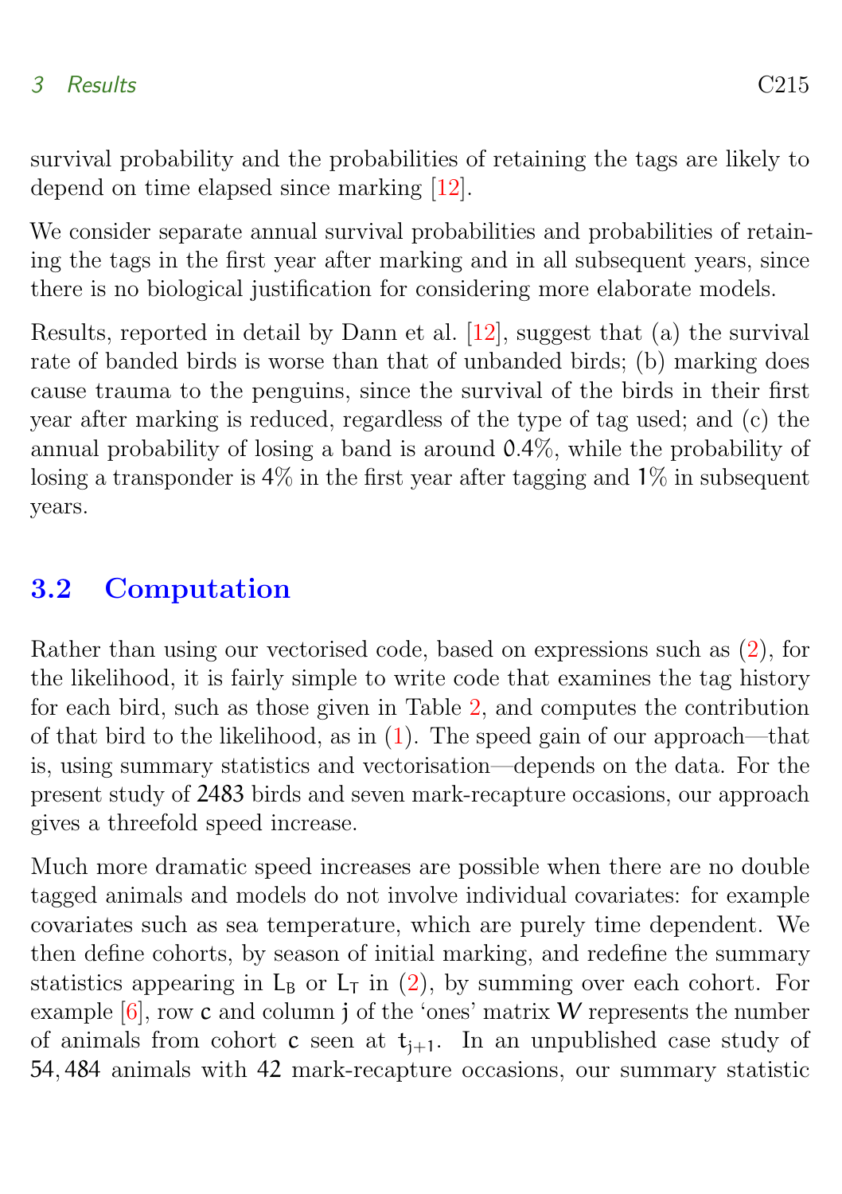survival probability and the probabilities of retaining the tags are likely to depend on time elapsed since marking [12].

We consider separate annual survival probabilities and probabilities of retaining the tags in the first year after marking and in all subsequent years, since there is no biological justification for considering more elaborate models.

Results, reported in detail by Dann et al. [12], suggest that (a) the survival rate of banded birds is worse than that of unbanded birds; (b) marking does cause trauma to the penguins, since the survival of the birds in their first year after marking is reduced, regardless of the type of tag used; and (c) the annual probability of losing a band is around 0.4%, while the probability of losing a transponder is 4% in the first year after tagging and 1% in subsequent years.

## 3.2 Computation

Rather than using our vectorised code, based on expressions such as (2), for the likelihood, it is fairly simple to write code that examines the tag history for each bird, such as those given in Table 2, and computes the contribution of that bird to the likelihood, as in (1). The speed gain of our approach—that is, using summary statistics and vectorisation—depends on the data. For the present study of 2483 birds and seven mark-recapture occasions, our approach gives a threefold speed increase.

Much more dramatic speed increases are possible when there are no double tagged animals and models do not involve individual covariates: for example covariates such as sea temperature, which are purely time dependent. We then define cohorts, by season of initial marking, and redefine the summary statistics appearing in $L_B$ or $L_T$ in (2), by summing over each cohort. For example [6], row $c$ and column $j$ of the 'ones' matrix $W$ represents the number of animals from cohort $c$ seen at $t_{j+1}$. In an unpublished case study of 54,484 animals with 42 mark-recapture occasions, our summary statistic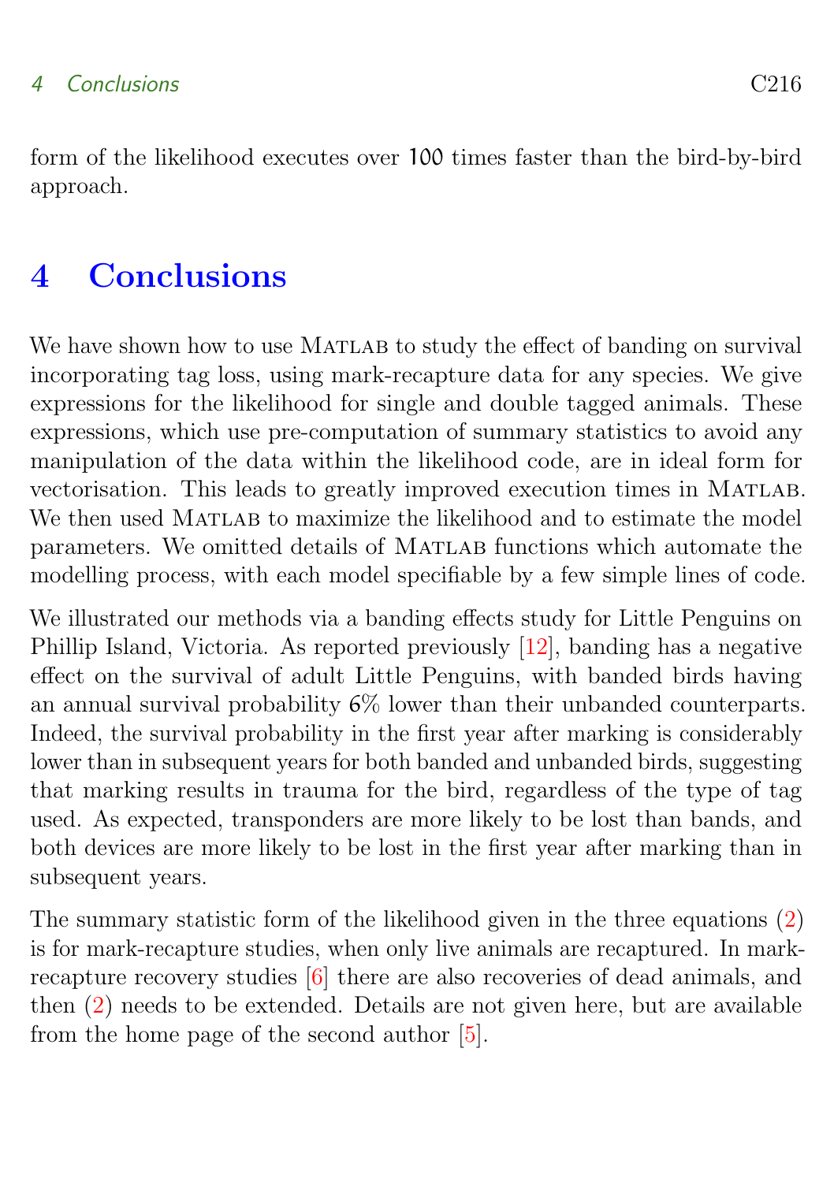form of the likelihood executes over 100 times faster than the bird-by-bird approach.

# 4 Conclusions

We have shown how to use Matlab to study the effect of banding on survival incorporating tag loss, using mark-recapture data for any species. We give expressions for the likelihood for single and double tagged animals. These expressions, which use pre-computation of summary statistics to avoid any manipulation of the data within the likelihood code, are in ideal form for vectorisation. This leads to greatly improved execution times in Matlab. We then used Matlab to maximize the likelihood and to estimate the model parameters. We omitted details of Matlab functions which automate the modelling process, with each model specifiable by a few simple lines of code.

We illustrated our methods via a banding effects study for Little Penguins on Phillip Island, Victoria. As reported previously [12], banding has a negative effect on the survival of adult Little Penguins, with banded birds having an annual survival probability 6% lower than their unbanded counterparts. Indeed, the survival probability in the first year after marking is considerably lower than in subsequent years for both banded and unbanded birds, suggesting that marking results in trauma for the bird, regardless of the type of tag used. As expected, transponders are more likely to be lost than bands, and both devices are more likely to be lost in the first year after marking than in subsequent years.

The summary statistic form of the likelihood given in the three equations (2) is for mark-recapture studies, when only live animals are recaptured. In mark-recapture recovery studies [6] there are also recoveries of dead animals, and then (2) needs to be extended. Details are not given here, but are available from the home page of the second author [5].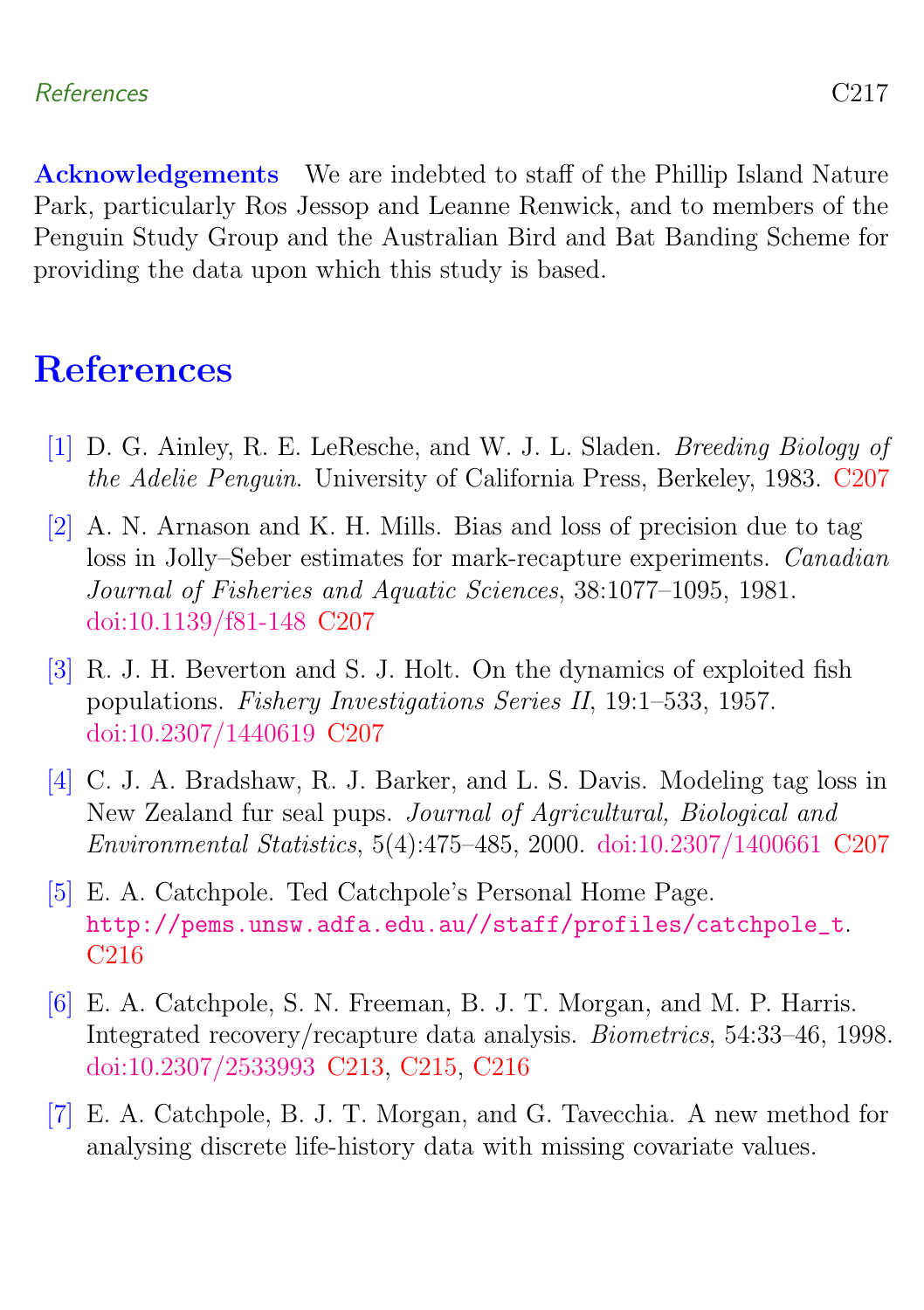**Acknowledgements** We are indebted to staff of the Phillip Island Nature Park, particularly Ros Jessop and Leanne Renwick, and to members of the Penguin Study Group and the Australian Bird and Bat Banding Scheme for providing the data upon which this study is based.

# References

[1] D. G. Ainley, R. E. LeResche, and W. J. L. Sladen. *Breeding Biology of the Adelie Penguin*. University of California Press, Berkeley, 1983. C207

[2] A. N. Arnason and K. H. Mills. Bias and loss of precision due to tag loss in Jolly–Seber estimates for mark-recapture experiments. *Canadian Journal of Fisheries and Aquatic Sciences*, 38:1077–1095, 1981. doi:10.1139/f81-148 C207

[3] R. J. H. Beverton and S. J. Holt. On the dynamics of exploited fish populations. *Fishery Investigations Series II*, 19:1–533, 1957. doi:10.2307/1440619 C207

[4] C. J. A. Bradshaw, R. J. Barker, and L. S. Davis. Modeling tag loss in New Zealand fur seal pups. *Journal of Agricultural, Biological and Environmental Statistics*, 5(4):475–485, 2000. doi:10.2307/1400661 C207

[5] E. A. Catchpole. Ted Catchpole's Personal Home Page. `http://pems.unsw.adfa.edu.au//staff/profiles/catchpole_t`. C216

[6] E. A. Catchpole, S. N. Freeman, B. J. T. Morgan, and M. P. Harris. Integrated recovery/recapture data analysis. *Biometrics*, 54:33–46, 1998. doi:10.2307/2533993 C213, C215, C216

[7] E. A. Catchpole, B. J. T. Morgan, and G. Tavecchia. A new method for analysing discrete life-history data with missing covariate values.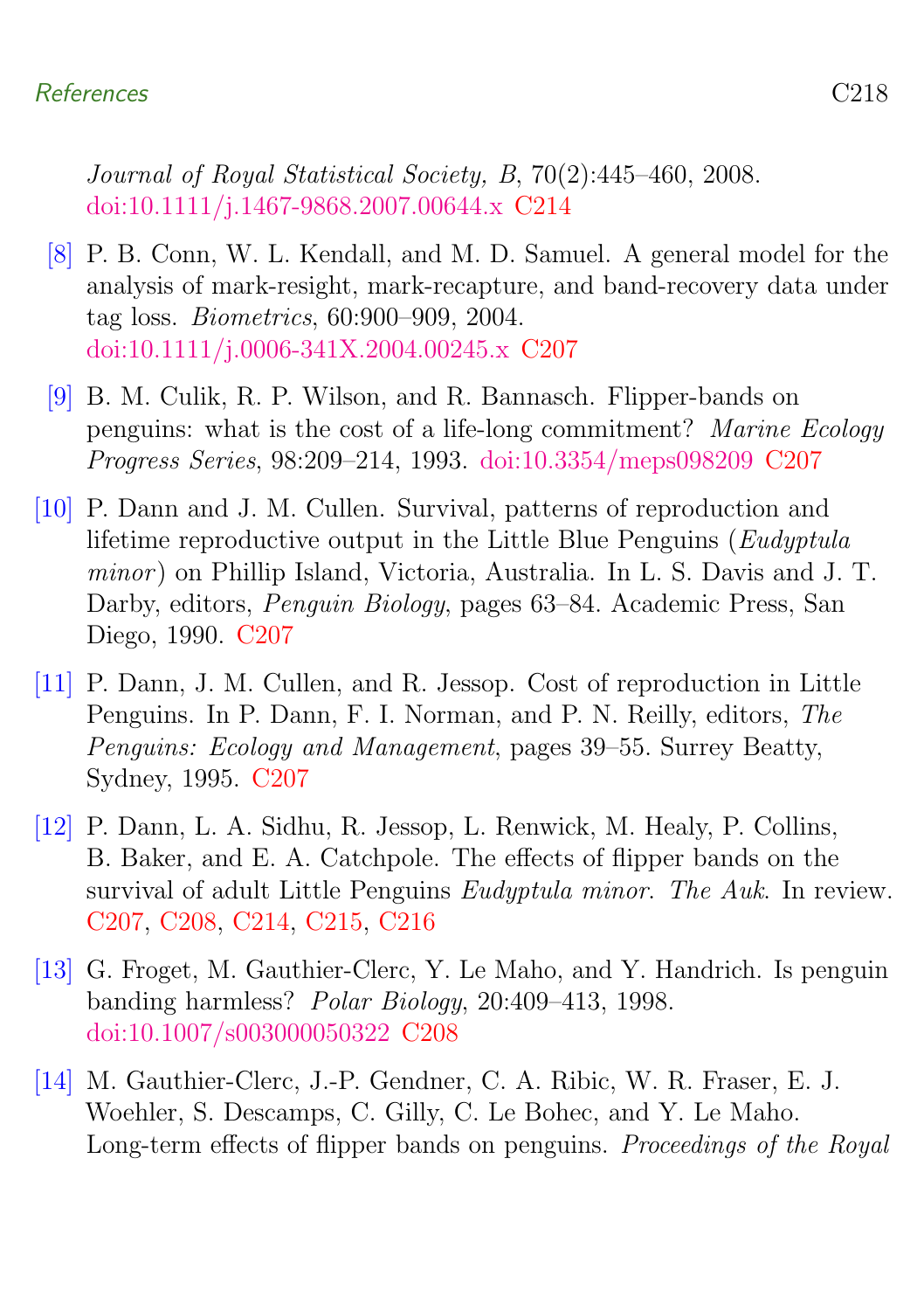*Journal of Royal Statistical Society, B*, 70(2):445–460, 2008. doi:10.1111/j.1467-9868.2007.00644.x C214

[8] P. B. Conn, W. L. Kendall, and M. D. Samuel. A general model for the analysis of mark-resight, mark-recapture, and band-recovery data under tag loss. *Biometrics*, 60:900–909, 2004. doi:10.1111/j.0006-341X.2004.00245.x C207

[9] B. M. Culik, R. P. Wilson, and R. Bannasch. Flipper-bands on penguins: what is the cost of a life-long commitment? *Marine Ecology Progress Series*, 98:209–214, 1993. doi:10.3354/meps098209 C207

[10] P. Dann and J. M. Cullen. Survival, patterns of reproduction and lifetime reproductive output in the Little Blue Penguins (*Eudyptula minor*) on Phillip Island, Victoria, Australia. In L. S. Davis and J. T. Darby, editors, *Penguin Biology*, pages 63–84. Academic Press, San Diego, 1990. C207

[11] P. Dann, J. M. Cullen, and R. Jessop. Cost of reproduction in Little Penguins. In P. Dann, F. I. Norman, and P. N. Reilly, editors, *The Penguins: Ecology and Management*, pages 39–55. Surrey Beatty, Sydney, 1995. C207

[12] P. Dann, L. A. Sidhu, R. Jessop, L. Renwick, M. Healy, P. Collins, B. Baker, and E. A. Catchpole. The effects of flipper bands on the survival of adult Little Penguins *Eudyptula minor*. *The Auk*. In review. C207, C208, C214, C215, C216

[13] G. Froget, M. Gauthier-Clerc, Y. Le Maho, and Y. Handrich. Is penguin banding harmless? *Polar Biology*, 20:409–413, 1998. doi:10.1007/s003000050322 C208

[14] M. Gauthier-Clerc, J.-P. Gendner, C. A. Ribic, W. R. Fraser, E. J. Woehler, S. Descamps, C. Gilly, C. Le Bohec, and Y. Le Maho. Long-term effects of flipper bands on penguins. *Proceedings of the Royal*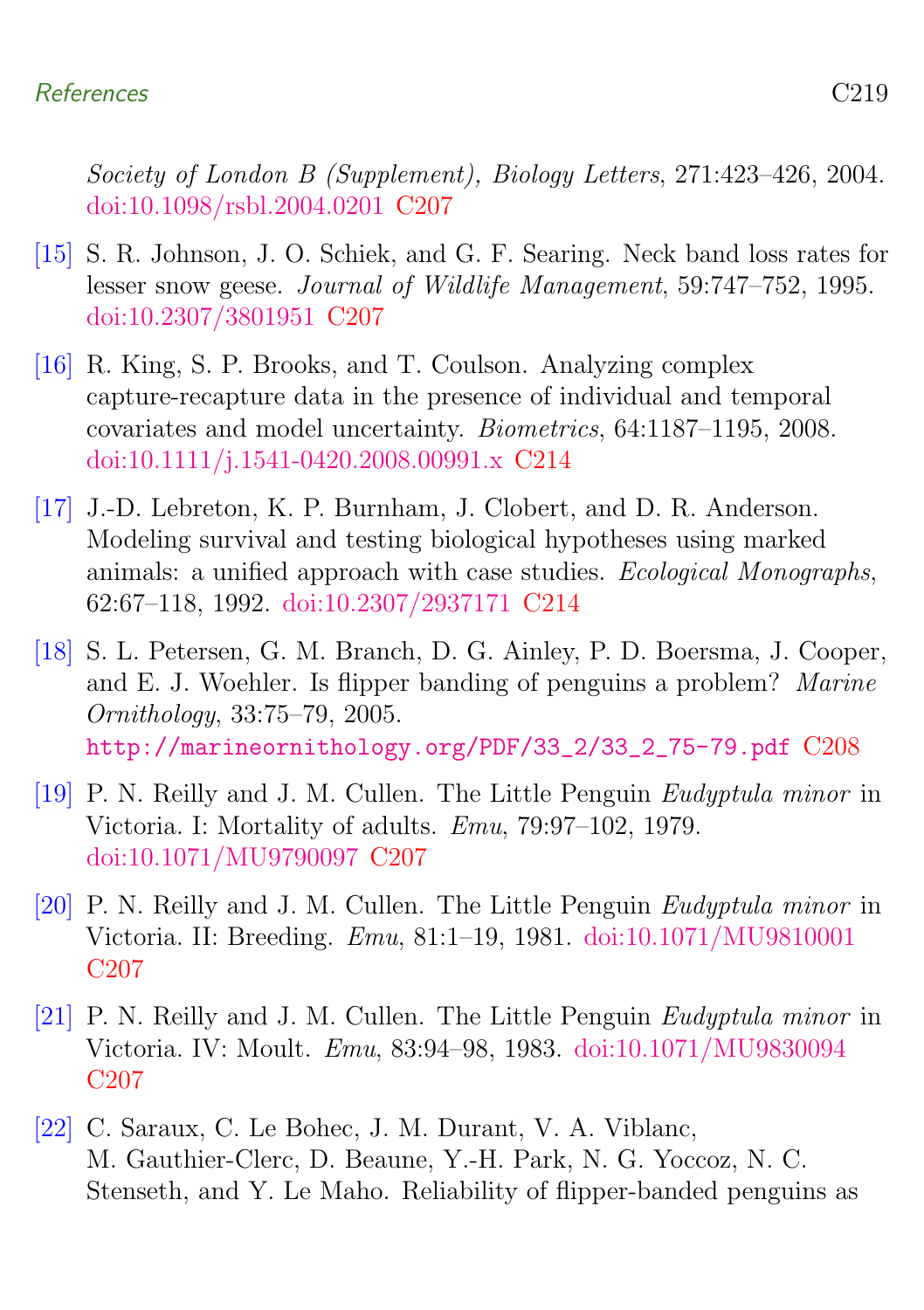*Society of London B (Supplement), Biology Letters*, 271:423–426, 2004. doi:10.1098/rsbl.2004.0201 C207

[15] S. R. Johnson, J. O. Schiek, and G. F. Searing. Neck band loss rates for lesser snow geese. *Journal of Wildlife Management*, 59:747–752, 1995. doi:10.2307/3801951 C207

[16] R. King, S. P. Brooks, and T. Coulson. Analyzing complex capture-recapture data in the presence of individual and temporal covariates and model uncertainty. *Biometrics*, 64:1187–1195, 2008. doi:10.1111/j.1541-0420.2008.00991.x C214

[17] J.-D. Lebreton, K. P. Burnham, J. Clobert, and D. R. Anderson. Modeling survival and testing biological hypotheses using marked animals: a unified approach with case studies. *Ecological Monographs*, 62:67–118, 1992. doi:10.2307/2937171 C214

[18] S. L. Petersen, G. M. Branch, D. G. Ainley, P. D. Boersma, J. Cooper, and E. J. Woehler. Is flipper banding of penguins a problem? *Marine Ornithology*, 33:75–79, 2005. `http://marineornithology.org/PDF/33_2/33_2_75-79.pdf` C208

[19] P. N. Reilly and J. M. Cullen. The Little Penguin *Eudyptula minor* in Victoria. I: Mortality of adults. *Emu*, 79:97–102, 1979. doi:10.1071/MU9790097 C207

[20] P. N. Reilly and J. M. Cullen. The Little Penguin *Eudyptula minor* in Victoria. II: Breeding. *Emu*, 81:1–19, 1981. doi:10.1071/MU9810001 C207

[21] P. N. Reilly and J. M. Cullen. The Little Penguin *Eudyptula minor* in Victoria. IV: Moult. *Emu*, 83:94–98, 1983. doi:10.1071/MU9830094 C207

[22] C. Saraux, C. Le Bohec, J. M. Durant, V. A. Viblanc, M. Gauthier-Clerc, D. Beaune, Y.-H. Park, N. G. Yoccoz, N. C. Stenseth, and Y. Le Maho. Reliability of flipper-banded penguins as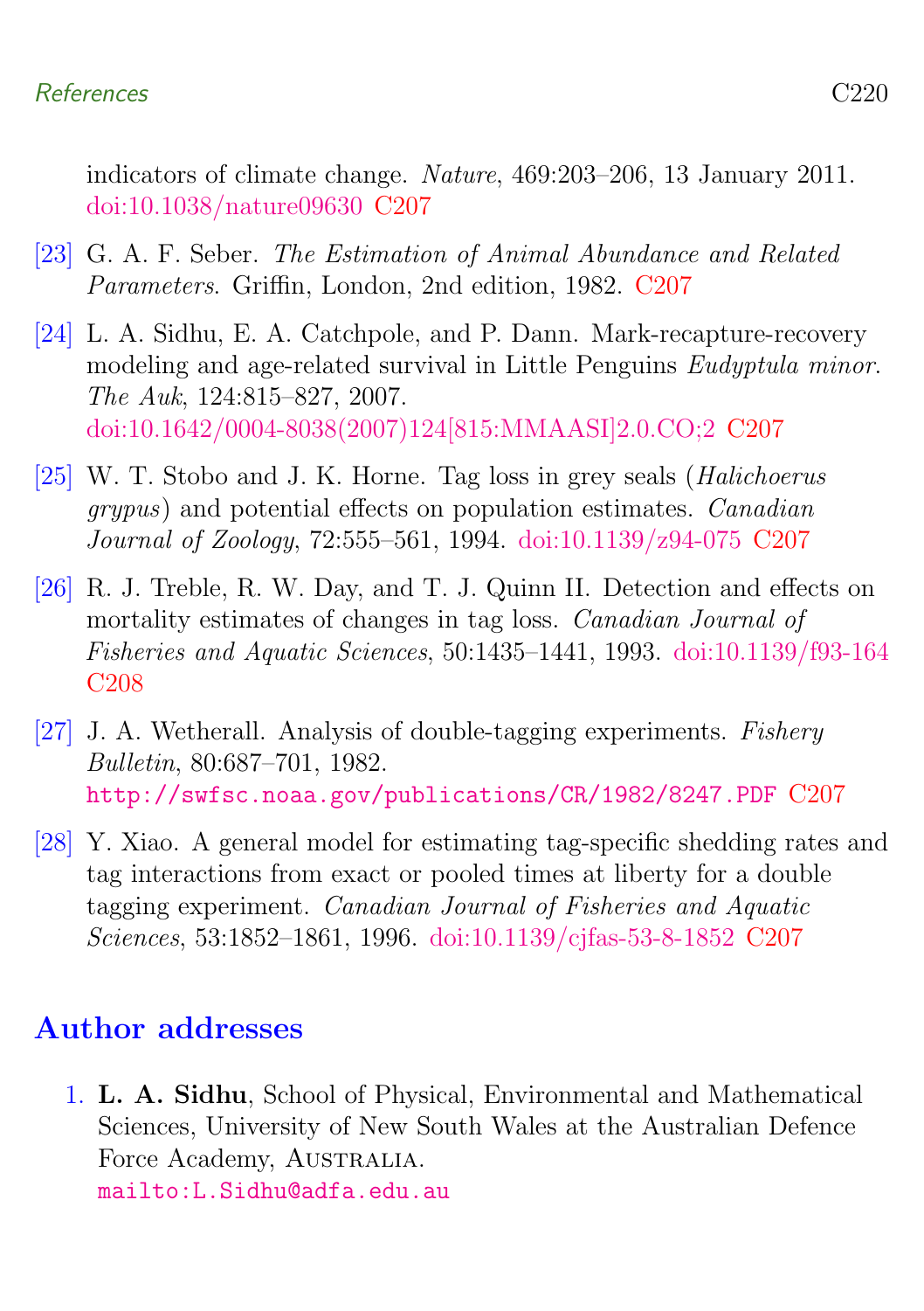indicators of climate change. *Nature*, 469:203–206, 13 January 2011. doi:10.1038/nature09630 C207

[23] G. A. F. Seber. *The Estimation of Animal Abundance and Related Parameters*. Griffin, London, 2nd edition, 1982. C207

[24] L. A. Sidhu, E. A. Catchpole, and P. Dann. Mark-recapture-recovery modeling and age-related survival in Little Penguins *Eudyptula minor*. *The Auk*, 124:815–827, 2007. doi:10.1642/0004-8038(2007)124[815:MMAASI]2.0.CO;2 C207

[25] W. T. Stobo and J. K. Horne. Tag loss in grey seals (*Halichoerus grypus*) and potential effects on population estimates. *Canadian Journal of Zoology*, 72:555–561, 1994. doi:10.1139/z94-075 C207

[26] R. J. Treble, R. W. Day, and T. J. Quinn II. Detection and effects on mortality estimates of changes in tag loss. *Canadian Journal of Fisheries and Aquatic Sciences*, 50:1435–1441, 1993. doi:10.1139/f93-164 C208

[27] J. A. Wetherall. Analysis of double-tagging experiments. *Fishery Bulletin*, 80:687–701, 1982. `http://swfsc.noaa.gov/publications/CR/1982/8247.PDF` C207

[28] Y. Xiao. A general model for estimating tag-specific shedding rates and tag interactions from exact or pooled times at liberty for a double tagging experiment. *Canadian Journal of Fisheries and Aquatic Sciences*, 53:1852–1861, 1996. doi:10.1139/cjfas-53-8-1852 C207

## Author addresses

1. **L. A. Sidhu**, School of Physical, Environmental and Mathematical Sciences, University of New South Wales at the Australian Defence Force Academy, Australia.
`mailto:L.Sidhu@adfa.edu.au`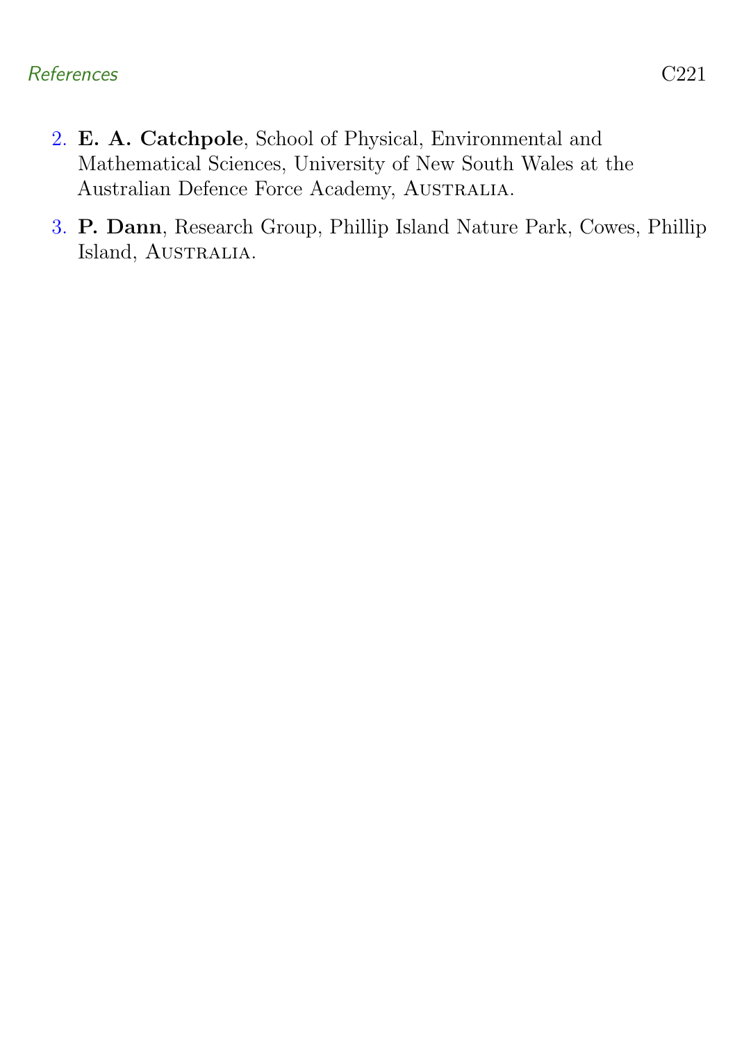2. **E. A. Catchpole**, School of Physical, Environmental and Mathematical Sciences, University of New South Wales at the Australian Defence Force Academy, Australia.

3. **P. Dann**, Research Group, Phillip Island Nature Park, Cowes, Phillip Island, Australia.